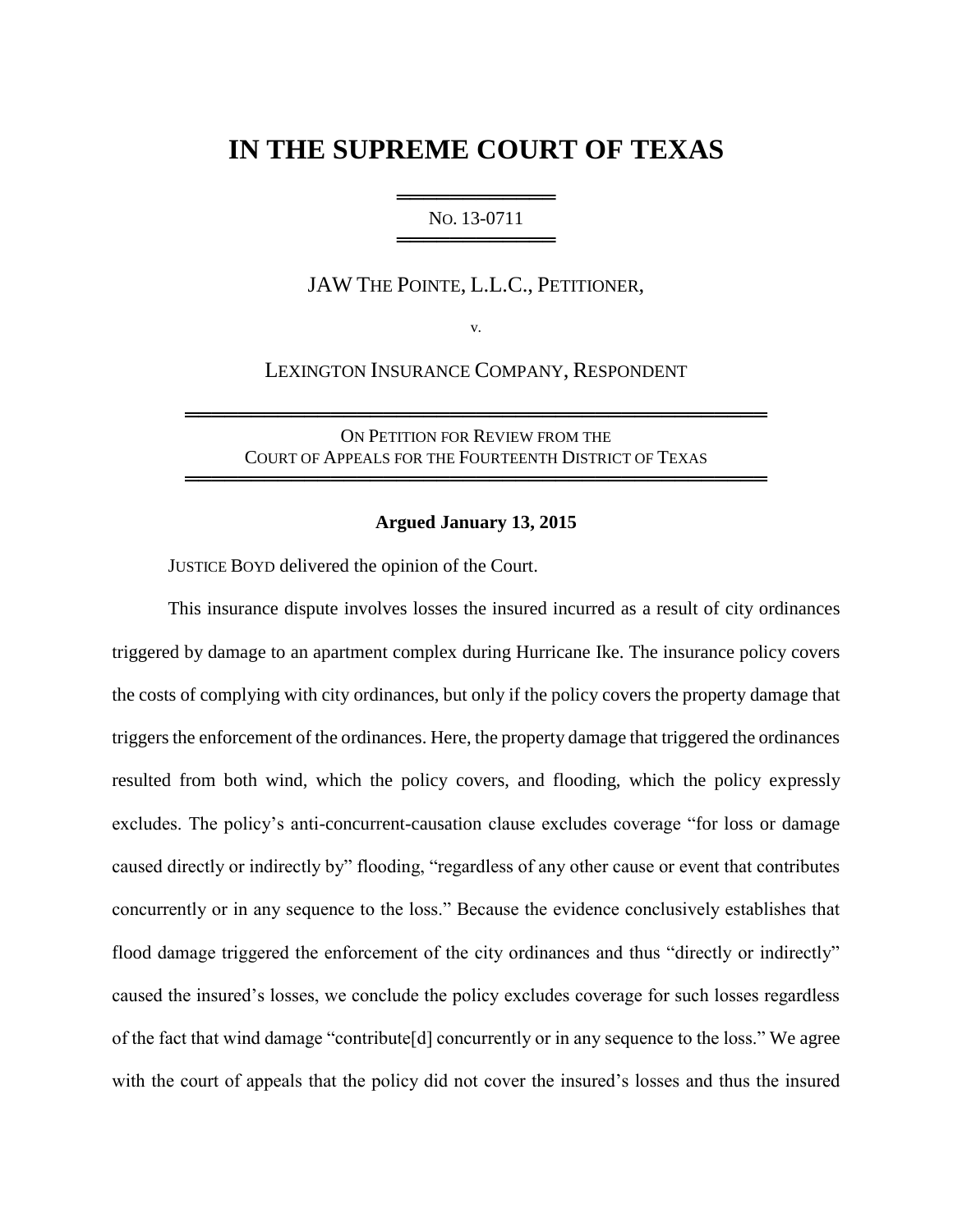# IN THE SUPREME COURT OF TEXAS

NO. 13-0711

JAW THE POINTE, L.L.C., PETITIONER,

v.

LEXINGTON INSURANCE COMPANY, RESPONDENT

ON PETITION FOR REVIEW FROM THE COURT OF APPEALS FOR THE FOURTEENTH DISTRICT OF TEXAS

**Argued January 13, 2015**

JUSTICE BOYD delivered the opinion of the Court.

This insurance dispute involves losses the insured incurred as a result of city ordinances triggered by damage to an apartment complex during Hurricane Ike. The insurance policy covers the costs of complying with city ordinances, but only if the policy covers the property damage that triggers the enforcement of the ordinances. Here, the property damage that triggered the ordinances resulted from both wind, which the policy covers, and flooding, which the policy expressly excludes. The policy's anti-concurrent-causation clause excludes coverage "for loss or damage caused directly or indirectly by" flooding, "regardless of any other cause or event that contributes concurrently or in any sequence to the loss." Because the evidence conclusively establishes that flood damage triggered the enforcement of the city ordinances and thus "directly or indirectly" caused the insured's losses, we conclude the policy excludes coverage for such losses regardless of the fact that wind damage "contribute[d] concurrently or in any sequence to the loss." We agree with the court of appeals that the policy did not cover the insured's losses and thus the insured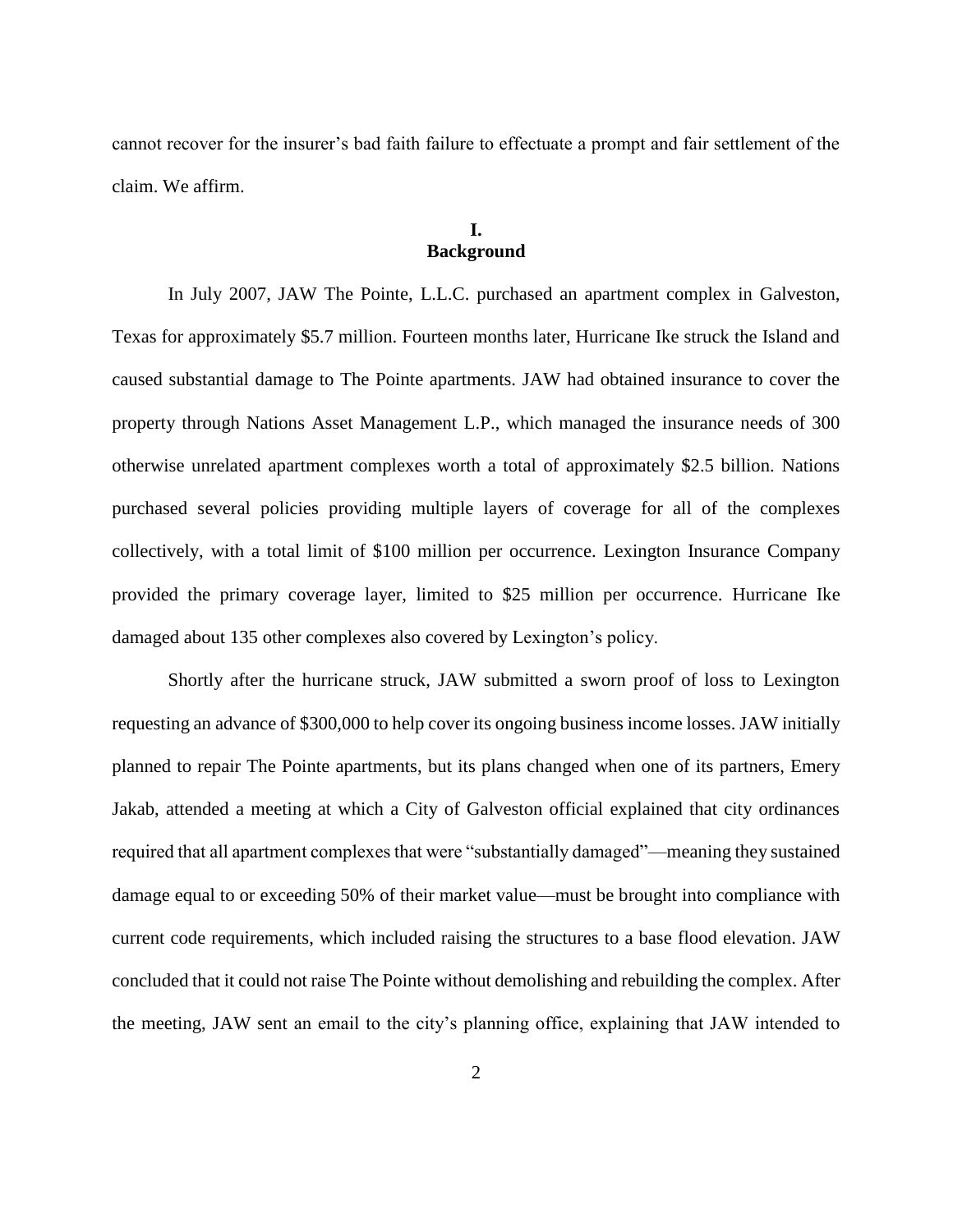cannot recover for the insurer's bad faith failure to effectuate a prompt and fair settlement of the claim. We affirm.

## I.
## Background

In July 2007, JAW The Pointe, L.L.C. purchased an apartment complex in Galveston, Texas for approximately $5.7 million. Fourteen months later, Hurricane Ike struck the Island and caused substantial damage to The Pointe apartments. JAW had obtained insurance to cover the property through Nations Asset Management L.P., which managed the insurance needs of 300 otherwise unrelated apartment complexes worth a total of approximately $2.5 billion. Nations purchased several policies providing multiple layers of coverage for all of the complexes collectively, with a total limit of $100 million per occurrence. Lexington Insurance Company provided the primary coverage layer, limited to $25 million per occurrence. Hurricane Ike damaged about 135 other complexes also covered by Lexington's policy.

Shortly after the hurricane struck, JAW submitted a sworn proof of loss to Lexington requesting an advance of $300,000 to help cover its ongoing business income losses. JAW initially planned to repair The Pointe apartments, but its plans changed when one of its partners, Emery Jakab, attended a meeting at which a City of Galveston official explained that city ordinances required that all apartment complexes that were "substantially damaged"—meaning they sustained damage equal to or exceeding 50% of their market value—must be brought into compliance with current code requirements, which included raising the structures to a base flood elevation. JAW concluded that it could not raise The Pointe without demolishing and rebuilding the complex. After the meeting, JAW sent an email to the city's planning office, explaining that JAW intended to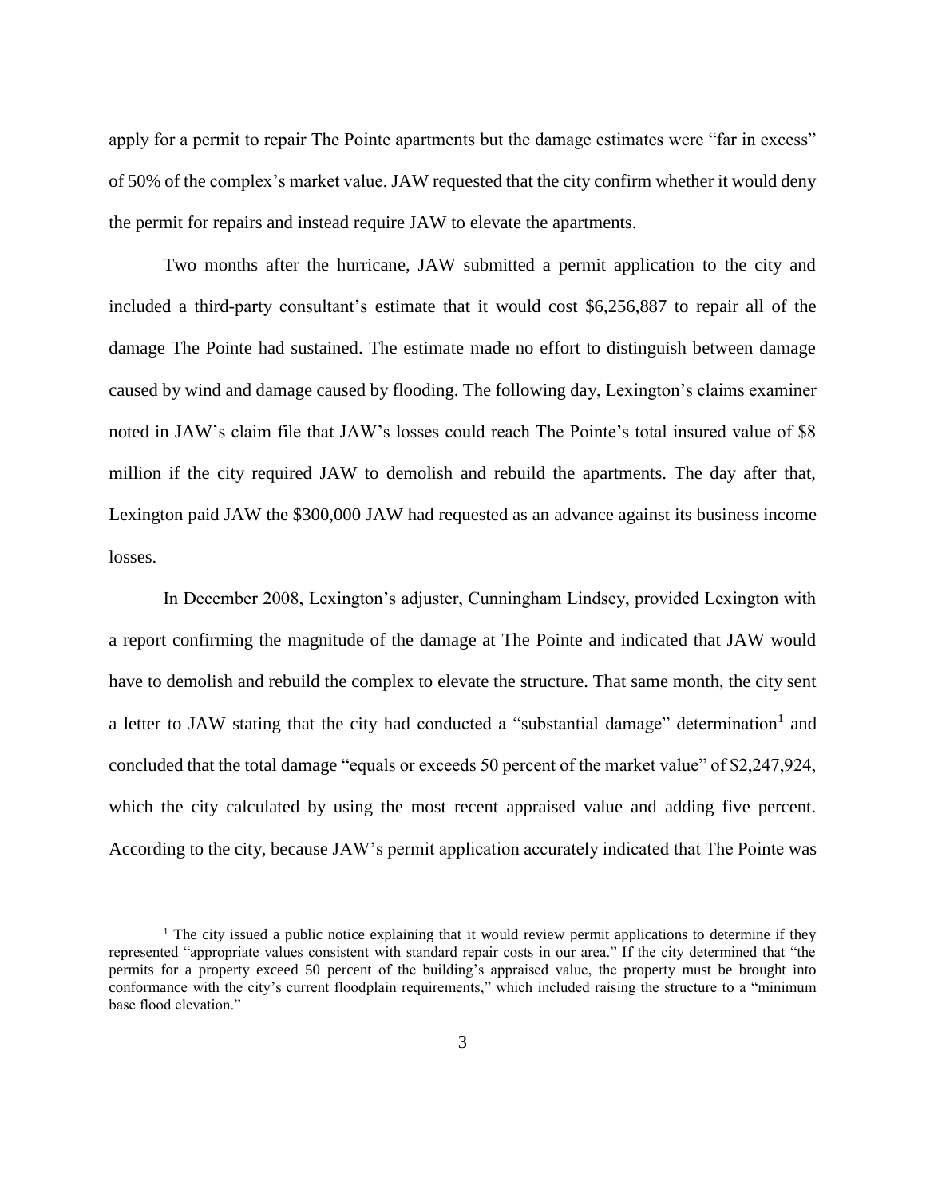apply for a permit to repair The Pointe apartments but the damage estimates were "far in excess" of 50% of the complex's market value. JAW requested that the city confirm whether it would deny the permit for repairs and instead require JAW to elevate the apartments.

Two months after the hurricane, JAW submitted a permit application to the city and included a third-party consultant's estimate that it would cost $6,256,887 to repair all of the damage The Pointe had sustained. The estimate made no effort to distinguish between damage caused by wind and damage caused by flooding. The following day, Lexington's claims examiner noted in JAW's claim file that JAW's losses could reach The Pointe's total insured value of $8 million if the city required JAW to demolish and rebuild the apartments. The day after that, Lexington paid JAW the $300,000 JAW had requested as an advance against its business income losses.

In December 2008, Lexington's adjuster, Cunningham Lindsey, provided Lexington with a report confirming the magnitude of the damage at The Pointe and indicated that JAW would have to demolish and rebuild the complex to elevate the structure. That same month, the city sent a letter to JAW stating that the city had conducted a "substantial damage" determination[1] and concluded that the total damage "equals or exceeds 50 percent of the market value" of $2,247,924, which the city calculated by using the most recent appraised value and adding five percent. According to the city, because JAW's permit application accurately indicated that The Pointe was

[1] The city issued a public notice explaining that it would review permit applications to determine if they represented "appropriate values consistent with standard repair costs in our area." If the city determined that "the permits for a property exceed 50 percent of the building's appraised value, the property must be brought into conformance with the city's current floodplain requirements," which included raising the structure to a "minimum base flood elevation."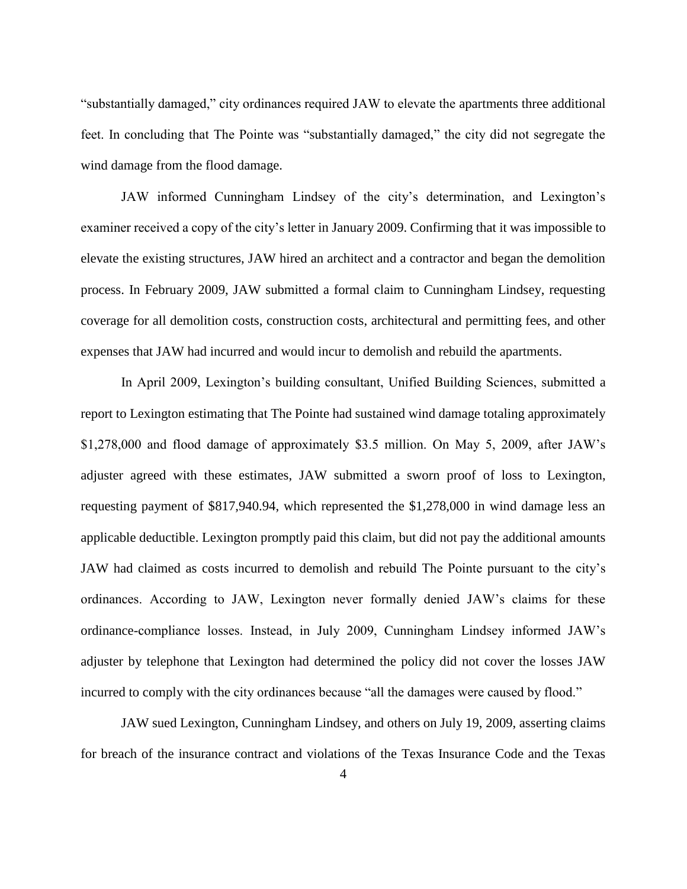"substantially damaged," city ordinances required JAW to elevate the apartments three additional feet. In concluding that The Pointe was "substantially damaged," the city did not segregate the wind damage from the flood damage.

JAW informed Cunningham Lindsey of the city's determination, and Lexington's examiner received a copy of the city's letter in January 2009. Confirming that it was impossible to elevate the existing structures, JAW hired an architect and a contractor and began the demolition process. In February 2009, JAW submitted a formal claim to Cunningham Lindsey, requesting coverage for all demolition costs, construction costs, architectural and permitting fees, and other expenses that JAW had incurred and would incur to demolish and rebuild the apartments.

In April 2009, Lexington's building consultant, Unified Building Sciences, submitted a report to Lexington estimating that The Pointe had sustained wind damage totaling approximately $1,278,000 and flood damage of approximately $3.5 million. On May 5, 2009, after JAW's adjuster agreed with these estimates, JAW submitted a sworn proof of loss to Lexington, requesting payment of $817,940.94, which represented the $1,278,000 in wind damage less an applicable deductible. Lexington promptly paid this claim, but did not pay the additional amounts JAW had claimed as costs incurred to demolish and rebuild The Pointe pursuant to the city's ordinances. According to JAW, Lexington never formally denied JAW's claims for these ordinance-compliance losses. Instead, in July 2009, Cunningham Lindsey informed JAW's adjuster by telephone that Lexington had determined the policy did not cover the losses JAW incurred to comply with the city ordinances because "all the damages were caused by flood."

JAW sued Lexington, Cunningham Lindsey, and others on July 19, 2009, asserting claims for breach of the insurance contract and violations of the Texas Insurance Code and the Texas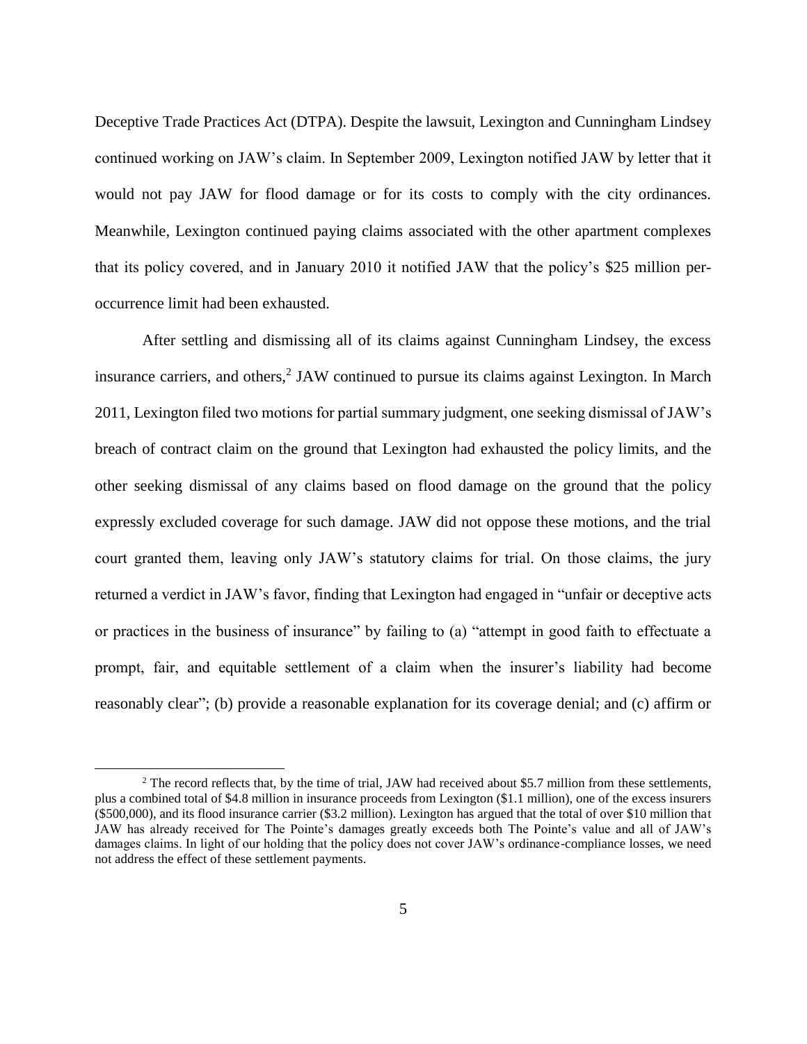Deceptive Trade Practices Act (DTPA). Despite the lawsuit, Lexington and Cunningham Lindsey continued working on JAW's claim. In September 2009, Lexington notified JAW by letter that it would not pay JAW for flood damage or for its costs to comply with the city ordinances. Meanwhile, Lexington continued paying claims associated with the other apartment complexes that its policy covered, and in January 2010 it notified JAW that the policy's $25 million per-occurrence limit had been exhausted.

After settling and dismissing all of its claims against Cunningham Lindsey, the excess insurance carriers, and others,[2] JAW continued to pursue its claims against Lexington. In March 2011, Lexington filed two motions for partial summary judgment, one seeking dismissal of JAW's breach of contract claim on the ground that Lexington had exhausted the policy limits, and the other seeking dismissal of any claims based on flood damage on the ground that the policy expressly excluded coverage for such damage. JAW did not oppose these motions, and the trial court granted them, leaving only JAW's statutory claims for trial. On those claims, the jury returned a verdict in JAW's favor, finding that Lexington had engaged in "unfair or deceptive acts or practices in the business of insurance" by failing to (a) "attempt in good faith to effectuate a prompt, fair, and equitable settlement of a claim when the insurer's liability had become reasonably clear"; (b) provide a reasonable explanation for its coverage denial; and (c) affirm or

[2] The record reflects that, by the time of trial, JAW had received about $5.7 million from these settlements, plus a combined total of $4.8 million in insurance proceeds from Lexington ($1.1 million), one of the excess insurers ($500,000), and its flood insurance carrier ($3.2 million). Lexington has argued that the total of over $10 million that JAW has already received for The Pointe's damages greatly exceeds both The Pointe's value and all of JAW's damages claims. In light of our holding that the policy does not cover JAW's ordinance-compliance losses, we need not address the effect of these settlement payments.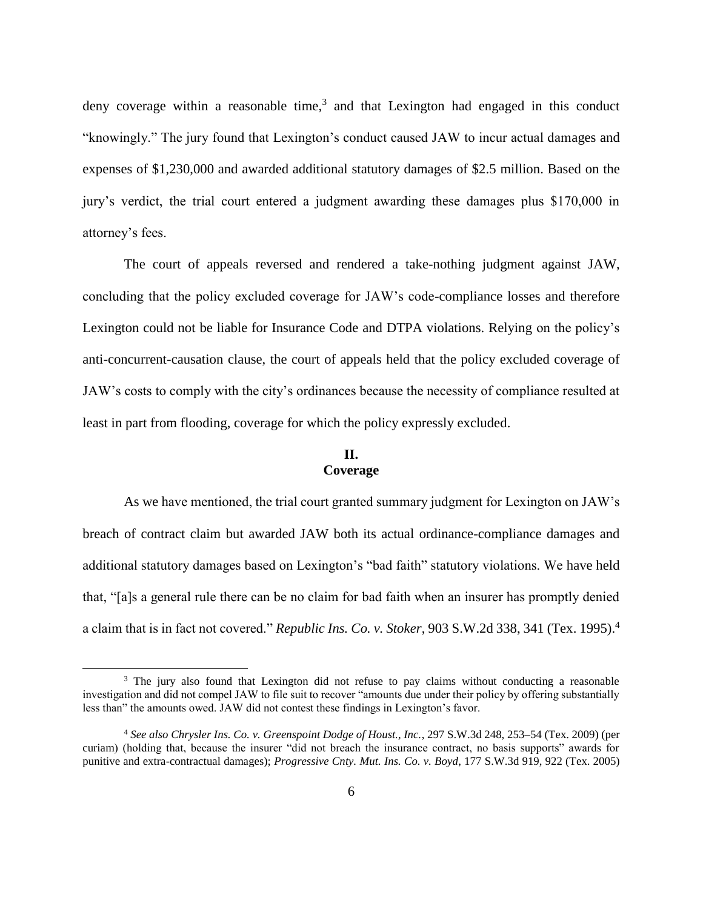deny coverage within a reasonable time,[3] and that Lexington had engaged in this conduct "knowingly." The jury found that Lexington's conduct caused JAW to incur actual damages and expenses of $1,230,000 and awarded additional statutory damages of $2.5 million. Based on the jury's verdict, the trial court entered a judgment awarding these damages plus $170,000 in attorney's fees.

The court of appeals reversed and rendered a take-nothing judgment against JAW, concluding that the policy excluded coverage for JAW's code-compliance losses and therefore Lexington could not be liable for Insurance Code and DTPA violations. Relying on the policy's anti-concurrent-causation clause, the court of appeals held that the policy excluded coverage of JAW's costs to comply with the city's ordinances because the necessity of compliance resulted at least in part from flooding, coverage for which the policy expressly excluded.

## II.
## Coverage

As we have mentioned, the trial court granted summary judgment for Lexington on JAW's breach of contract claim but awarded JAW both its actual ordinance-compliance damages and additional statutory damages based on Lexington's "bad faith" statutory violations. We have held that, "[a]s a general rule there can be no claim for bad faith when an insurer has promptly denied a claim that is in fact not covered." *Republic Ins. Co. v. Stoker*, 903 S.W.2d 338, 341 (Tex. 1995).[4]

[3] The jury also found that Lexington did not refuse to pay claims without conducting a reasonable investigation and did not compel JAW to file suit to recover "amounts due under their policy by offering substantially less than" the amounts owed. JAW did not contest these findings in Lexington's favor.

[4] *See also Chrysler Ins. Co. v. Greenspoint Dodge of Houst., Inc.*, 297 S.W.3d 248, 253–54 (Tex. 2009) (per curiam) (holding that, because the insurer "did not breach the insurance contract, no basis supports" awards for punitive and extra-contractual damages); *Progressive Cnty. Mut. Ins. Co. v. Boyd*, 177 S.W.3d 919, 922 (Tex. 2005)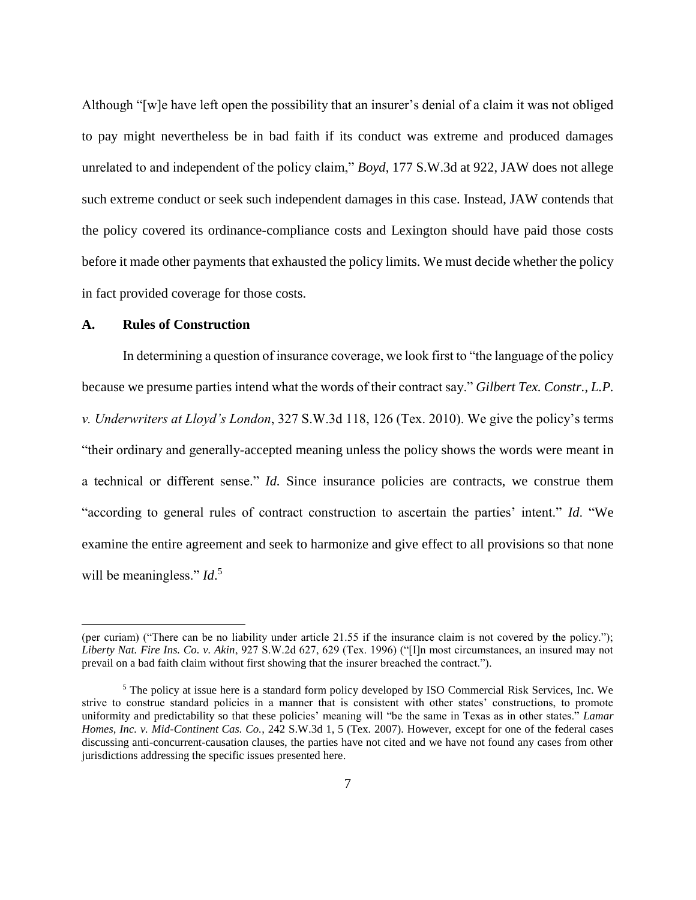Although "[w]e have left open the possibility that an insurer's denial of a claim it was not obliged to pay might nevertheless be in bad faith if its conduct was extreme and produced damages unrelated to and independent of the policy claim," *Boyd*, 177 S.W.3d at 922, JAW does not allege such extreme conduct or seek such independent damages in this case. Instead, JAW contends that the policy covered its ordinance-compliance costs and Lexington should have paid those costs before it made other payments that exhausted the policy limits. We must decide whether the policy in fact provided coverage for those costs.

### A. Rules of Construction

In determining a question of insurance coverage, we look first to "the language of the policy because we presume parties intend what the words of their contract say." *Gilbert Tex. Constr., L.P. v. Underwriters at Lloyd's London*, 327 S.W.3d 118, 126 (Tex. 2010). We give the policy's terms "their ordinary and generally-accepted meaning unless the policy shows the words were meant in a technical or different sense." *Id.* Since insurance policies are contracts, we construe them "according to general rules of contract construction to ascertain the parties' intent." *Id*. "We examine the entire agreement and seek to harmonize and give effect to all provisions so that none will be meaningless." *Id*.[5]

---

(per curiam) ("There can be no liability under article 21.55 if the insurance claim is not covered by the policy."); *Liberty Nat. Fire Ins. Co. v. Akin*, 927 S.W.2d 627, 629 (Tex. 1996) ("[I]n most circumstances, an insured may not prevail on a bad faith claim without first showing that the insurer breached the contract.").

[5] The policy at issue here is a standard form policy developed by ISO Commercial Risk Services, Inc. We strive to construe standard policies in a manner that is consistent with other states' constructions, to promote uniformity and predictability so that these policies' meaning will "be the same in Texas as in other states." *Lamar Homes, Inc. v. Mid-Continent Cas. Co.*, 242 S.W.3d 1, 5 (Tex. 2007). However, except for one of the federal cases discussing anti-concurrent-causation clauses, the parties have not cited and we have not found any cases from other jurisdictions addressing the specific issues presented here.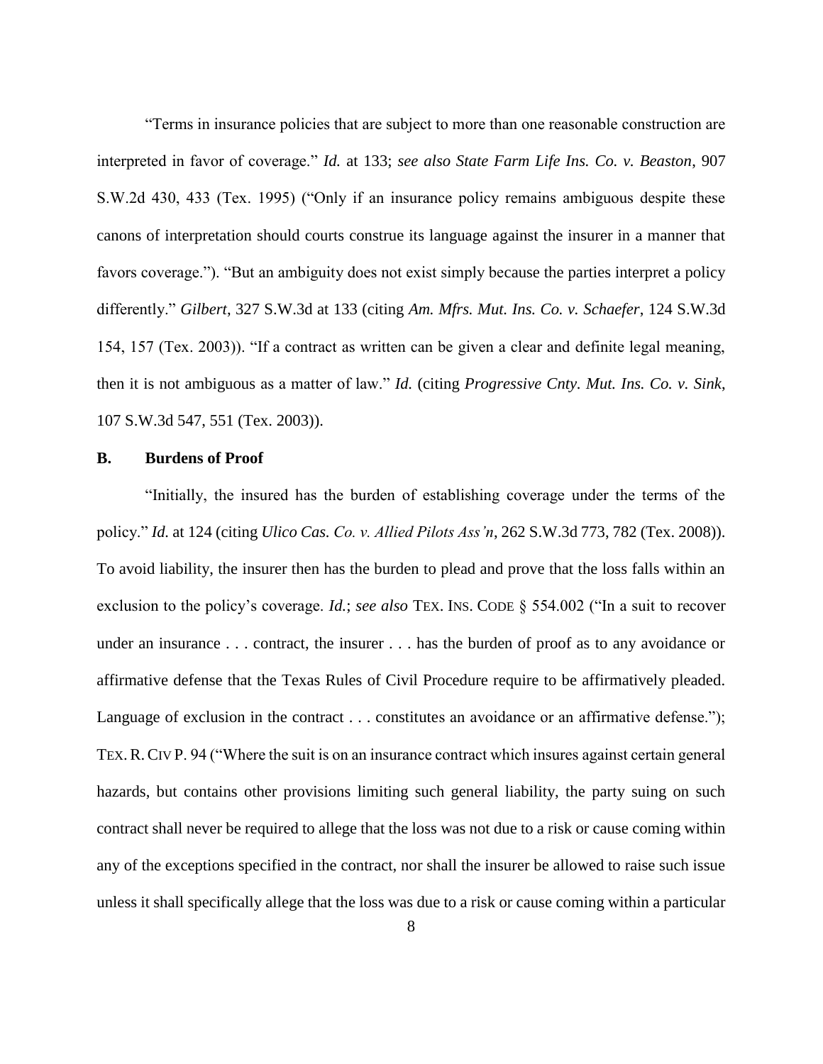"Terms in insurance policies that are subject to more than one reasonable construction are interpreted in favor of coverage." *Id.* at 133; *see also State Farm Life Ins. Co. v. Beaston*, 907 S.W.2d 430, 433 (Tex. 1995) ("Only if an insurance policy remains ambiguous despite these canons of interpretation should courts construe its language against the insurer in a manner that favors coverage."). "But an ambiguity does not exist simply because the parties interpret a policy differently." *Gilbert*, 327 S.W.3d at 133 (citing *Am. Mfrs. Mut. Ins. Co. v. Schaefer*, 124 S.W.3d 154, 157 (Tex. 2003)). "If a contract as written can be given a clear and definite legal meaning, then it is not ambiguous as a matter of law." *Id.* (citing *Progressive Cnty. Mut. Ins. Co. v. Sink*, 107 S.W.3d 547, 551 (Tex. 2003)).

### B. Burdens of Proof

"Initially, the insured has the burden of establishing coverage under the terms of the policy." *Id.* at 124 (citing *Ulico Cas. Co. v. Allied Pilots Ass'n*, 262 S.W.3d 773, 782 (Tex. 2008)). To avoid liability, the insurer then has the burden to plead and prove that the loss falls within an exclusion to the policy's coverage. *Id.*; *see also* TEX. INS. CODE § 554.002 ("In a suit to recover under an insurance . . . contract, the insurer . . . has the burden of proof as to any avoidance or affirmative defense that the Texas Rules of Civil Procedure require to be affirmatively pleaded. Language of exclusion in the contract . . . constitutes an avoidance or an affirmative defense."); TEX. R. CIV P. 94 ("Where the suit is on an insurance contract which insures against certain general hazards, but contains other provisions limiting such general liability, the party suing on such contract shall never be required to allege that the loss was not due to a risk or cause coming within any of the exceptions specified in the contract, nor shall the insurer be allowed to raise such issue unless it shall specifically allege that the loss was due to a risk or cause coming within a particular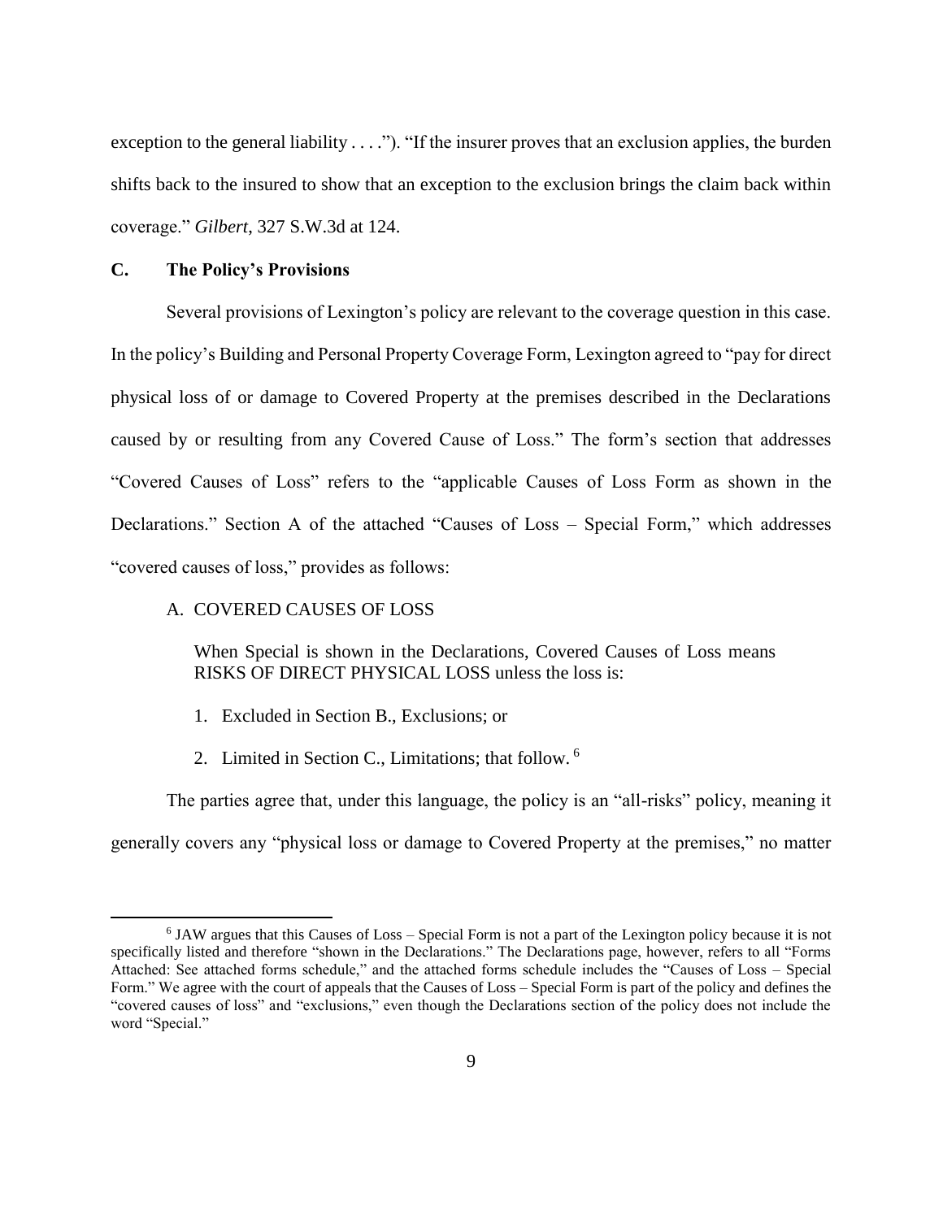exception to the general liability . . . ."). "If the insurer proves that an exclusion applies, the burden shifts back to the insured to show that an exception to the exclusion brings the claim back within coverage." *Gilbert*, 327 S.W.3d at 124.

### C. The Policy's Provisions

Several provisions of Lexington's policy are relevant to the coverage question in this case. In the policy's Building and Personal Property Coverage Form, Lexington agreed to "pay for direct physical loss of or damage to Covered Property at the premises described in the Declarations caused by or resulting from any Covered Cause of Loss." The form's section that addresses "Covered Causes of Loss" refers to the "applicable Causes of Loss Form as shown in the Declarations." Section A of the attached "Causes of Loss – Special Form," which addresses "covered causes of loss," provides as follows:

> A. COVERED CAUSES OF LOSS
>
> When Special is shown in the Declarations, Covered Causes of Loss means RISKS OF DIRECT PHYSICAL LOSS unless the loss is:
>
> 1. Excluded in Section B., Exclusions; or
> 2. Limited in Section C., Limitations; that follow. [6]

The parties agree that, under this language, the policy is an "all-risks" policy, meaning it generally covers any "physical loss or damage to Covered Property at the premises," no matter

[6] JAW argues that this Causes of Loss – Special Form is not a part of the Lexington policy because it is not specifically listed and therefore "shown in the Declarations." The Declarations page, however, refers to all "Forms Attached: See attached forms schedule," and the attached forms schedule includes the "Causes of Loss – Special Form." We agree with the court of appeals that the Causes of Loss – Special Form is part of the policy and defines the "covered causes of loss" and "exclusions," even though the Declarations section of the policy does not include the word "Special."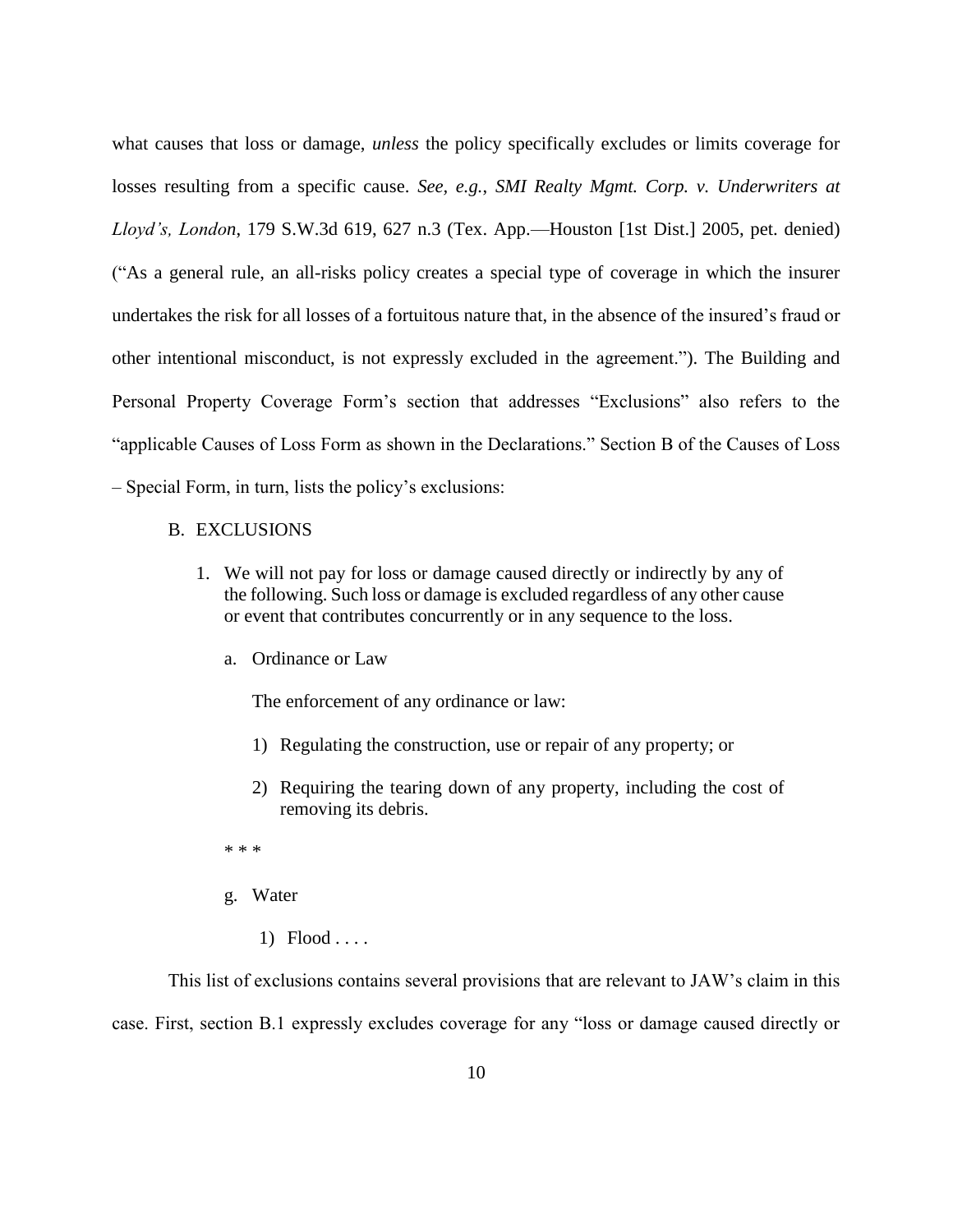what causes that loss or damage, *unless* the policy specifically excludes or limits coverage for losses resulting from a specific cause. *See, e.g.*, *SMI Realty Mgmt. Corp. v. Underwriters at Lloyd's, London*, 179 S.W.3d 619, 627 n.3 (Tex. App.—Houston [1st Dist.] 2005, pet. denied) ("As a general rule, an all-risks policy creates a special type of coverage in which the insurer undertakes the risk for all losses of a fortuitous nature that, in the absence of the insured's fraud or other intentional misconduct, is not expressly excluded in the agreement."). The Building and Personal Property Coverage Form's section that addresses "Exclusions" also refers to the "applicable Causes of Loss Form as shown in the Declarations." Section B of the Causes of Loss – Special Form, in turn, lists the policy's exclusions:

> B. EXCLUSIONS
>
> 1. We will not pay for loss or damage caused directly or indirectly by any of the following. Such loss or damage is excluded regardless of any other cause or event that contributes concurrently or in any sequence to the loss.
>
>    a. Ordinance or Law
>
>       The enforcement of any ordinance or law:
>
>       1) Regulating the construction, use or repair of any property; or
>
>       2) Requiring the tearing down of any property, including the cost of removing its debris.
>
>    * * *
>
>    g. Water
>
>       1) Flood . . . .

This list of exclusions contains several provisions that are relevant to JAW's claim in this case. First, section B.1 expressly excludes coverage for any "loss or damage caused directly or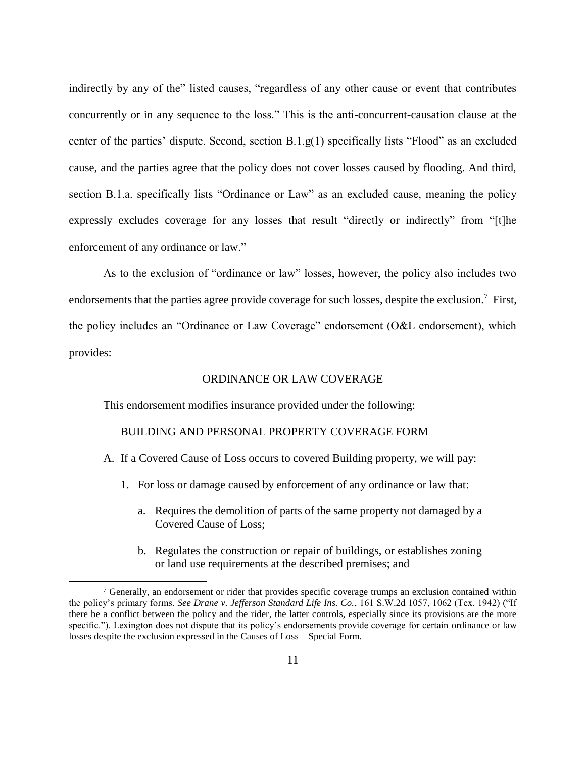indirectly by any of the" listed causes, "regardless of any other cause or event that contributes concurrently or in any sequence to the loss." This is the anti-concurrent-causation clause at the center of the parties' dispute. Second, section B.1.g(1) specifically lists "Flood" as an excluded cause, and the parties agree that the policy does not cover losses caused by flooding. And third, section B.1.a. specifically lists "Ordinance or Law" as an excluded cause, meaning the policy expressly excludes coverage for any losses that result "directly or indirectly" from "[t]he enforcement of any ordinance or law."

As to the exclusion of "ordinance or law" losses, however, the policy also includes two endorsements that the parties agree provide coverage for such losses, despite the exclusion.[7] First, the policy includes an "Ordinance or Law Coverage" endorsement (O&L endorsement), which provides:

> ORDINANCE OR LAW COVERAGE
>
> This endorsement modifies insurance provided under the following:
>
> BUILDING AND PERSONAL PROPERTY COVERAGE FORM
>
> A. If a Covered Cause of Loss occurs to covered Building property, we will pay:
>
> 1. For loss or damage caused by enforcement of any ordinance or law that:
>
> a. Requires the demolition of parts of the same property not damaged by a Covered Cause of Loss;
>
> b. Regulates the construction or repair of buildings, or establishes zoning or land use requirements at the described premises; and

[7] Generally, an endorsement or rider that provides specific coverage trumps an exclusion contained within the policy's primary forms. *See Drane v. Jefferson Standard Life Ins. Co.*, 161 S.W.2d 1057, 1062 (Tex. 1942) ("If there be a conflict between the policy and the rider, the latter controls, especially since its provisions are the more specific."). Lexington does not dispute that its policy's endorsements provide coverage for certain ordinance or law losses despite the exclusion expressed in the Causes of Loss – Special Form.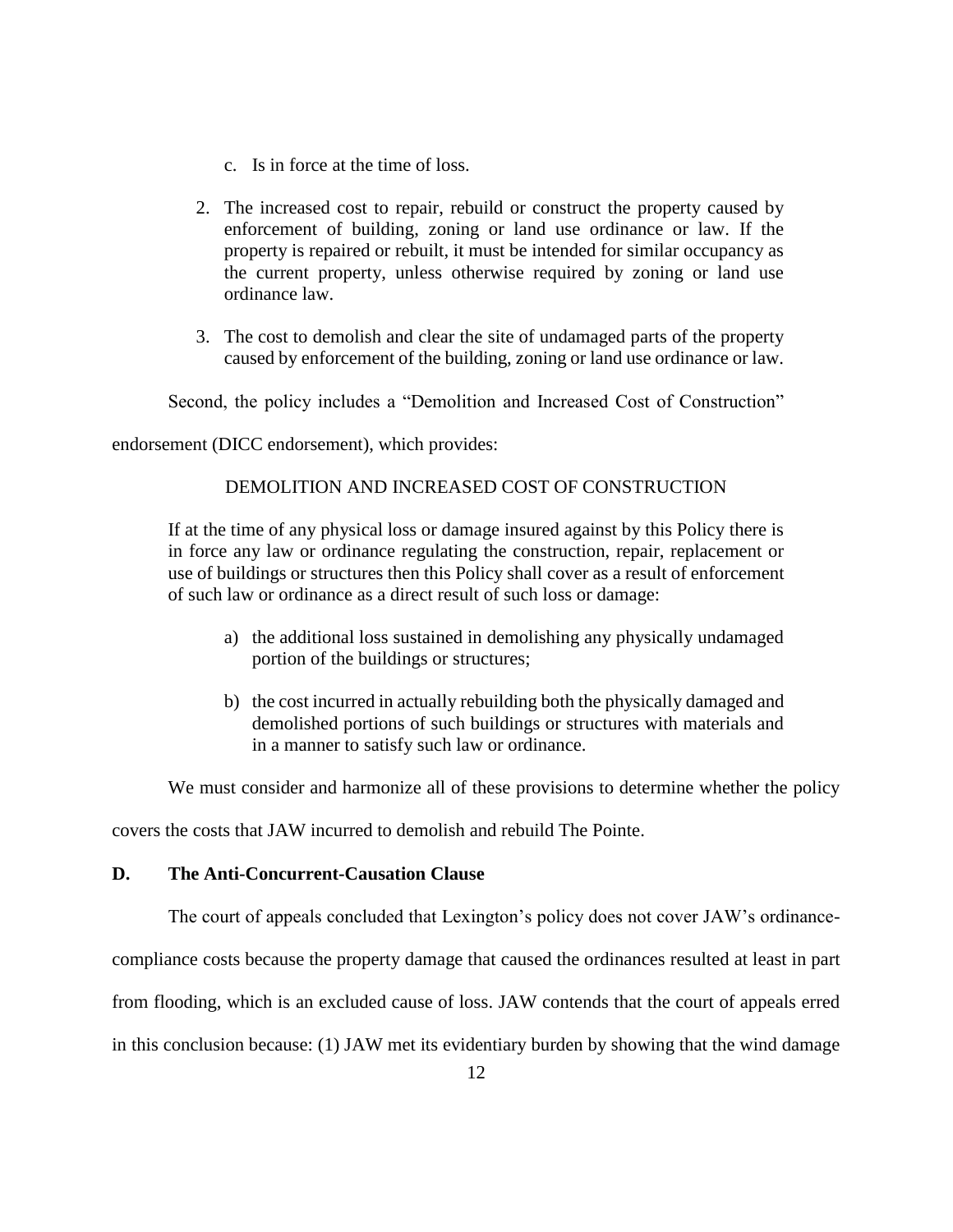c. Is in force at the time of loss.

2. The increased cost to repair, rebuild or construct the property caused by enforcement of building, zoning or land use ordinance or law. If the property is repaired or rebuilt, it must be intended for similar occupancy as the current property, unless otherwise required by zoning or land use ordinance law.

3. The cost to demolish and clear the site of undamaged parts of the property caused by enforcement of the building, zoning or land use ordinance or law.

Second, the policy includes a "Demolition and Increased Cost of Construction" endorsement (DICC endorsement), which provides:

> DEMOLITION AND INCREASED COST OF CONSTRUCTION
>
> If at the time of any physical loss or damage insured against by this Policy there is in force any law or ordinance regulating the construction, repair, replacement or use of buildings or structures then this Policy shall cover as a result of enforcement of such law or ordinance as a direct result of such loss or damage:
>
> a) the additional loss sustained in demolishing any physically undamaged portion of the buildings or structures;
>
> b) the cost incurred in actually rebuilding both the physically damaged and demolished portions of such buildings or structures with materials and in a manner to satisfy such law or ordinance.

We must consider and harmonize all of these provisions to determine whether the policy covers the costs that JAW incurred to demolish and rebuild The Pointe.

### D. The Anti-Concurrent-Causation Clause

The court of appeals concluded that Lexington's policy does not cover JAW's ordinance-compliance costs because the property damage that caused the ordinances resulted at least in part from flooding, which is an excluded cause of loss. JAW contends that the court of appeals erred in this conclusion because: (1) JAW met its evidentiary burden by showing that the wind damage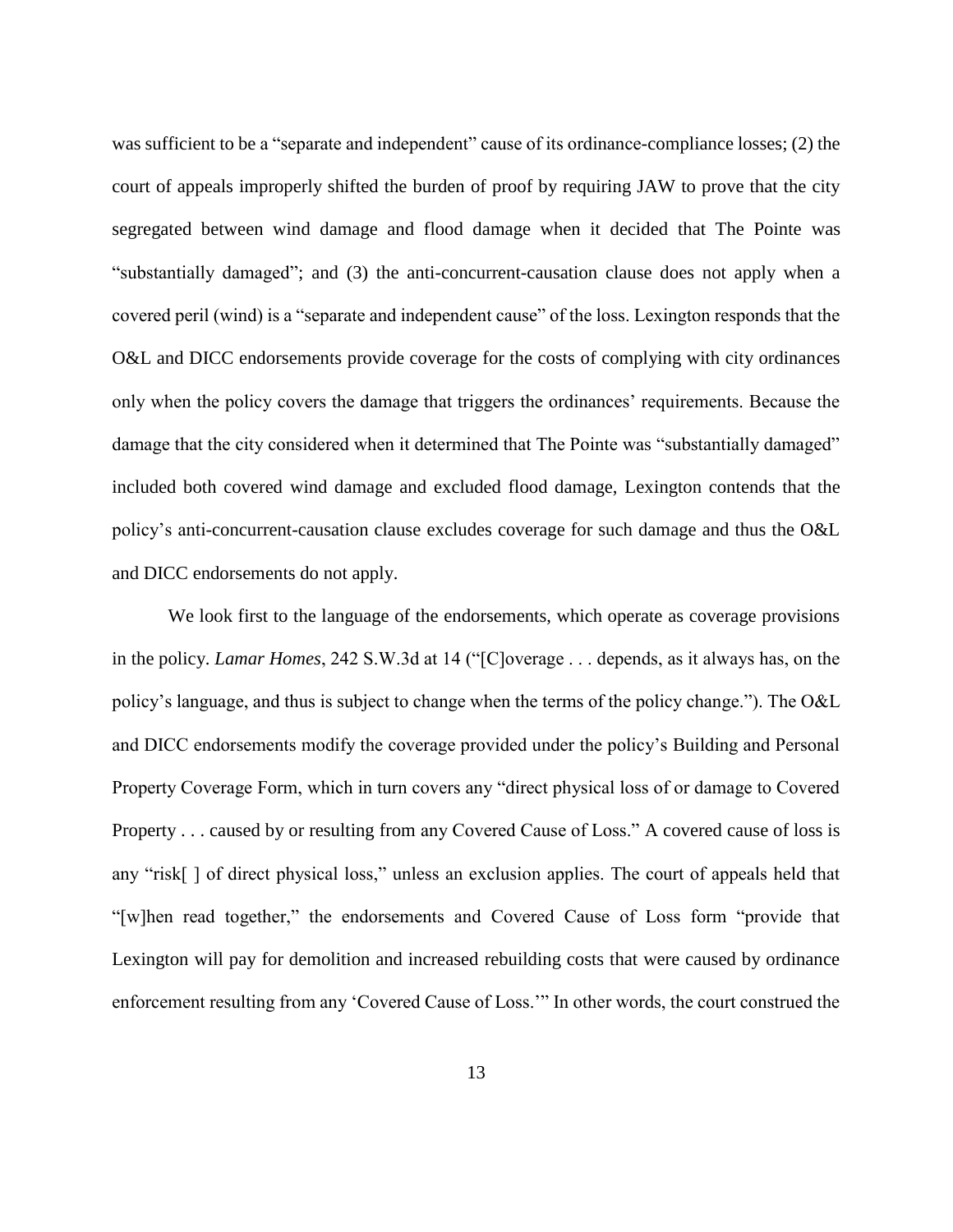was sufficient to be a "separate and independent" cause of its ordinance-compliance losses; (2) the court of appeals improperly shifted the burden of proof by requiring JAW to prove that the city segregated between wind damage and flood damage when it decided that The Pointe was "substantially damaged"; and (3) the anti-concurrent-causation clause does not apply when a covered peril (wind) is a "separate and independent cause" of the loss. Lexington responds that the O&L and DICC endorsements provide coverage for the costs of complying with city ordinances only when the policy covers the damage that triggers the ordinances' requirements. Because the damage that the city considered when it determined that The Pointe was "substantially damaged" included both covered wind damage and excluded flood damage, Lexington contends that the policy's anti-concurrent-causation clause excludes coverage for such damage and thus the O&L and DICC endorsements do not apply.

We look first to the language of the endorsements, which operate as coverage provisions in the policy. *Lamar Homes*, 242 S.W.3d at 14 ("[C]overage . . . depends, as it always has, on the policy's language, and thus is subject to change when the terms of the policy change."). The O&L and DICC endorsements modify the coverage provided under the policy's Building and Personal Property Coverage Form, which in turn covers any "direct physical loss of or damage to Covered Property . . . caused by or resulting from any Covered Cause of Loss." A covered cause of loss is any "risk[ ] of direct physical loss," unless an exclusion applies. The court of appeals held that "[w]hen read together," the endorsements and Covered Cause of Loss form "provide that Lexington will pay for demolition and increased rebuilding costs that were caused by ordinance enforcement resulting from any 'Covered Cause of Loss.'" In other words, the court construed the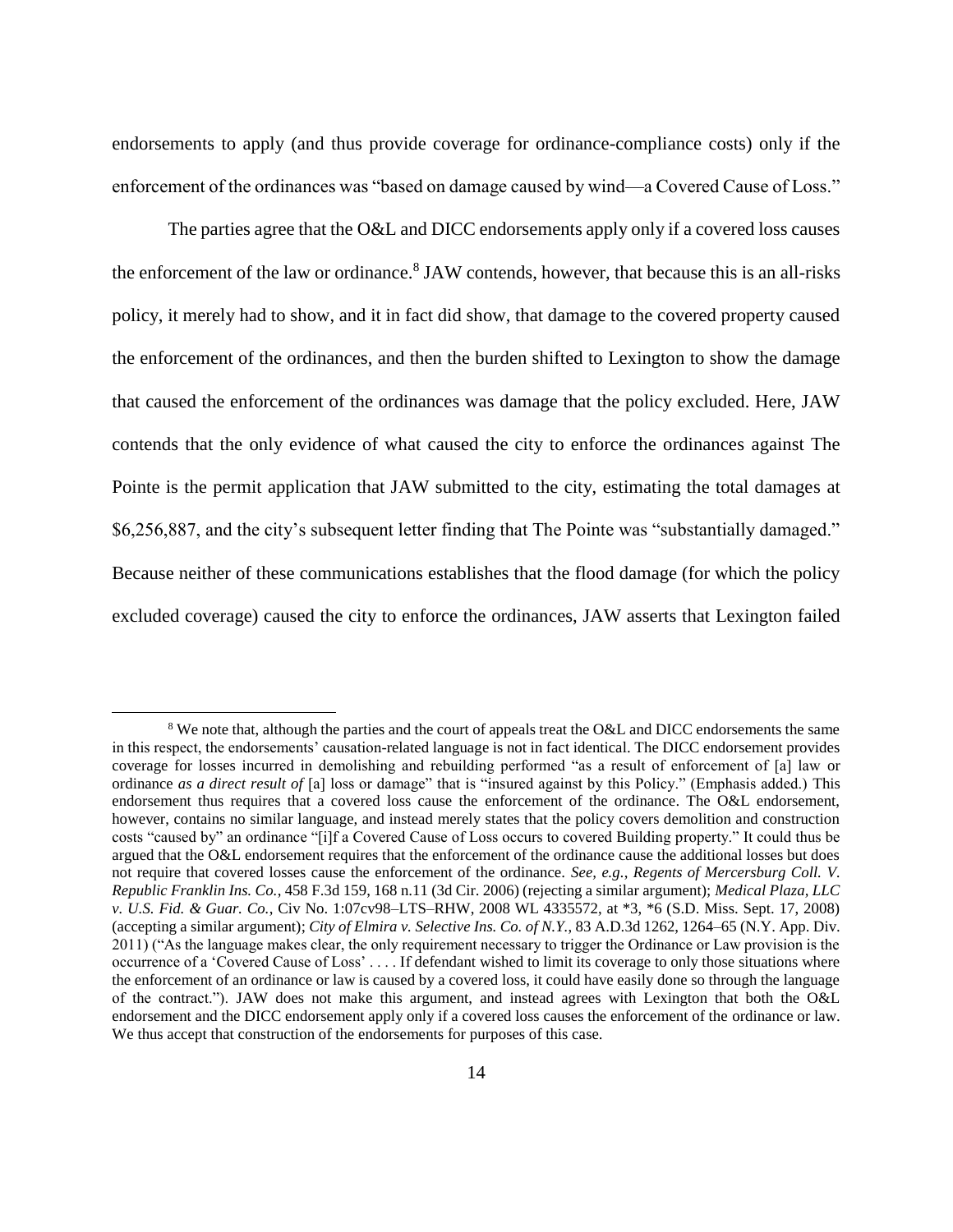endorsements to apply (and thus provide coverage for ordinance-compliance costs) only if the enforcement of the ordinances was "based on damage caused by wind—a Covered Cause of Loss."

The parties agree that the O&L and DICC endorsements apply only if a covered loss causes the enforcement of the law or ordinance.[8] JAW contends, however, that because this is an all-risks policy, it merely had to show, and it in fact did show, that damage to the covered property caused the enforcement of the ordinances, and then the burden shifted to Lexington to show the damage that caused the enforcement of the ordinances was damage that the policy excluded. Here, JAW contends that the only evidence of what caused the city to enforce the ordinances against The Pointe is the permit application that JAW submitted to the city, estimating the total damages at \$6,256,887, and the city's subsequent letter finding that The Pointe was "substantially damaged." Because neither of these communications establishes that the flood damage (for which the policy excluded coverage) caused the city to enforce the ordinances, JAW asserts that Lexington failed

---

[8] We note that, although the parties and the court of appeals treat the O&L and DICC endorsements the same in this respect, the endorsements' causation-related language is not in fact identical. The DICC endorsement provides coverage for losses incurred in demolishing and rebuilding performed "as a result of enforcement of [a] law or ordinance *as a direct result of* [a] loss or damage" that is "insured against by this Policy." (Emphasis added.) This endorsement thus requires that a covered loss cause the enforcement of the ordinance. The O&L endorsement, however, contains no similar language, and instead merely states that the policy covers demolition and construction costs "caused by" an ordinance "[i]f a Covered Cause of Loss occurs to covered Building property." It could thus be argued that the O&L endorsement requires that the enforcement of the ordinance cause the additional losses but does not require that covered losses cause the enforcement of the ordinance. *See, e.g.*, *Regents of Mercersburg Coll. V. Republic Franklin Ins. Co.*, 458 F.3d 159, 168 n.11 (3d Cir. 2006) (rejecting a similar argument); *Medical Plaza, LLC v. U.S. Fid. & Guar. Co.*, Civ No. 1:07cv98–LTS–RHW, 2008 WL 4335572, at *3, *6 (S.D. Miss. Sept. 17, 2008) (accepting a similar argument); *City of Elmira v. Selective Ins. Co. of N.Y.*, 83 A.D.3d 1262, 1264–65 (N.Y. App. Div. 2011) ("As the language makes clear, the only requirement necessary to trigger the Ordinance or Law provision is the occurrence of a 'Covered Cause of Loss' . . . . If defendant wished to limit its coverage to only those situations where the enforcement of an ordinance or law is caused by a covered loss, it could have easily done so through the language of the contract."). JAW does not make this argument, and instead agrees with Lexington that both the O&L endorsement and the DICC endorsement apply only if a covered loss causes the enforcement of the ordinance or law. We thus accept that construction of the endorsements for purposes of this case.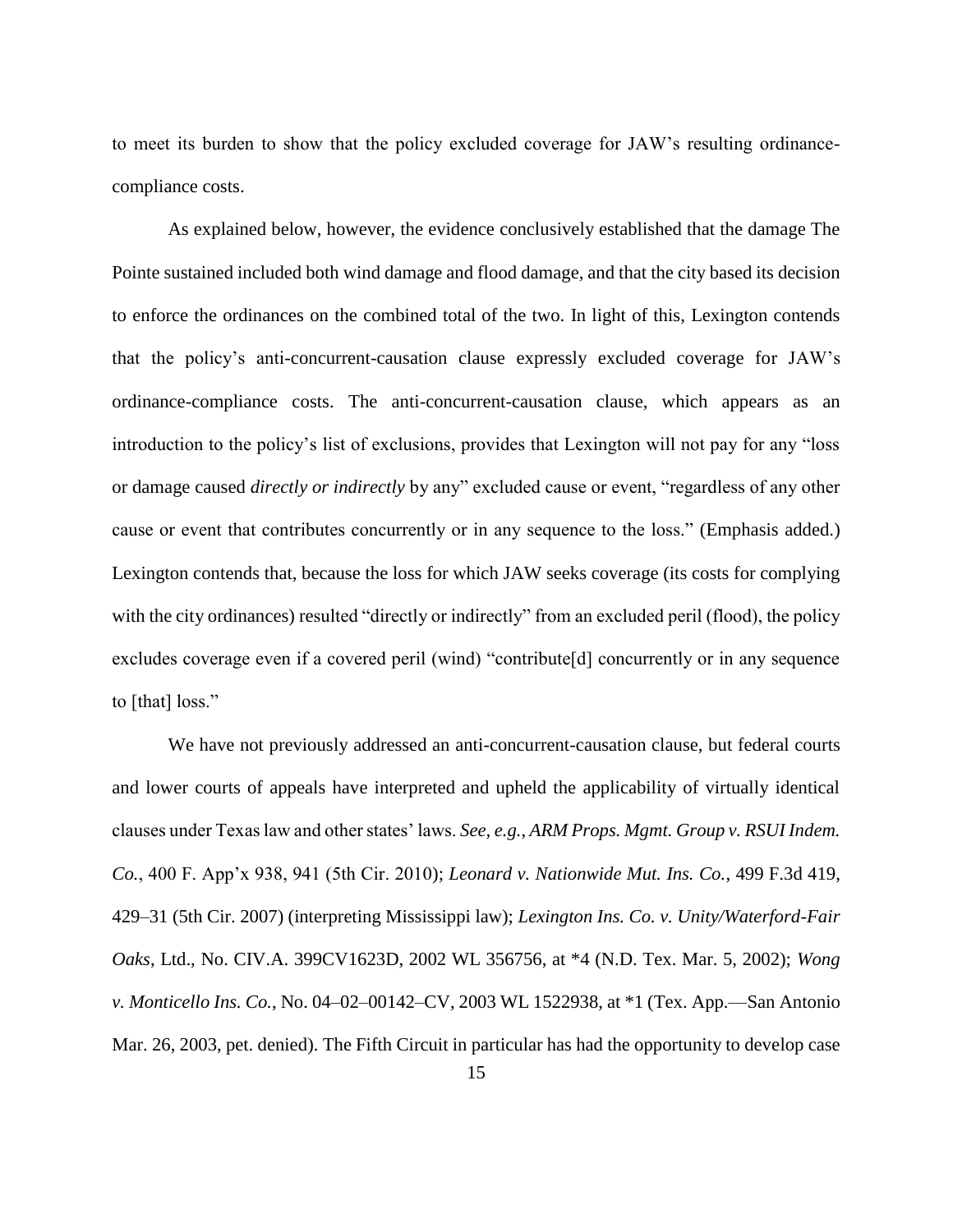to meet its burden to show that the policy excluded coverage for JAW's resulting ordinance-compliance costs.

As explained below, however, the evidence conclusively established that the damage The Pointe sustained included both wind damage and flood damage, and that the city based its decision to enforce the ordinances on the combined total of the two. In light of this, Lexington contends that the policy's anti-concurrent-causation clause expressly excluded coverage for JAW's ordinance-compliance costs. The anti-concurrent-causation clause, which appears as an introduction to the policy's list of exclusions, provides that Lexington will not pay for any "loss or damage caused *directly or indirectly* by any" excluded cause or event, "regardless of any other cause or event that contributes concurrently or in any sequence to the loss." (Emphasis added.) Lexington contends that, because the loss for which JAW seeks coverage (its costs for complying with the city ordinances) resulted "directly or indirectly" from an excluded peril (flood), the policy excludes coverage even if a covered peril (wind) "contribute[d] concurrently or in any sequence to [that] loss."

We have not previously addressed an anti-concurrent-causation clause, but federal courts and lower courts of appeals have interpreted and upheld the applicability of virtually identical clauses under Texas law and other states' laws. *See, e.g.*, *ARM Props. Mgmt. Group v. RSUI Indem. Co.*, 400 F. App'x 938, 941 (5th Cir. 2010); *Leonard v. Nationwide Mut. Ins. Co.*, 499 F.3d 419, 429–31 (5th Cir. 2007) (interpreting Mississippi law); *Lexington Ins. Co. v. Unity/Waterford-Fair Oaks*, Ltd., No. CIV.A. 399CV1623D, 2002 WL 356756, at *4 (N.D. Tex. Mar. 5, 2002); *Wong v. Monticello Ins. Co.*, No. 04–02–00142–CV, 2003 WL 1522938, at *1 (Tex. App.—San Antonio Mar. 26, 2003, pet. denied). The Fifth Circuit in particular has had the opportunity to develop case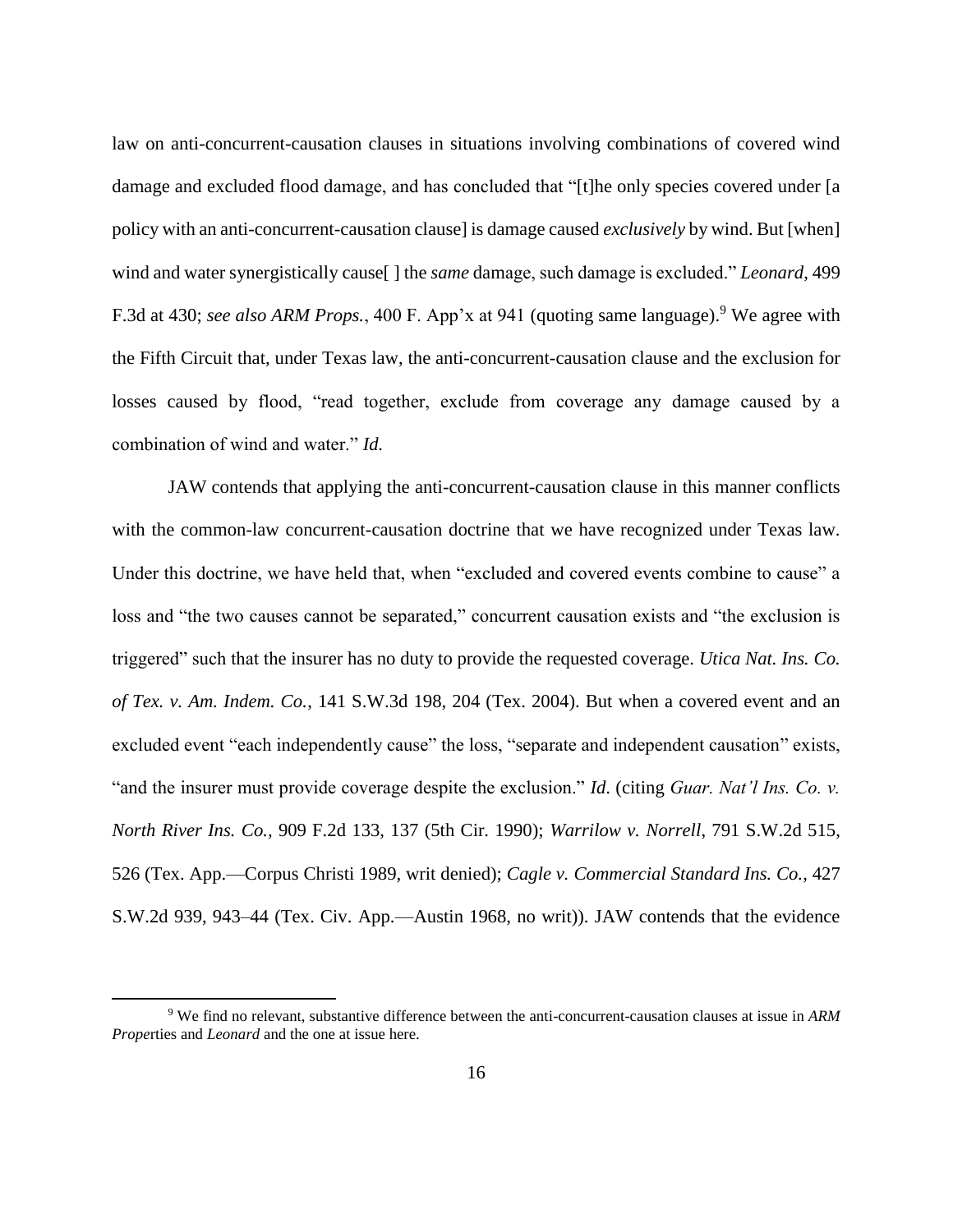law on anti-concurrent-causation clauses in situations involving combinations of covered wind damage and excluded flood damage, and has concluded that "[t]he only species covered under [a policy with an anti-concurrent-causation clause] is damage caused *exclusively* by wind. But [when] wind and water synergistically cause[ ] the *same* damage, such damage is excluded." *Leonard*, 499 F.3d at 430; *see also ARM Props.*, 400 F. App'x at 941 (quoting same language).[9] We agree with the Fifth Circuit that, under Texas law, the anti-concurrent-causation clause and the exclusion for losses caused by flood, "read together, exclude from coverage any damage caused by a combination of wind and water." *Id.*

JAW contends that applying the anti-concurrent-causation clause in this manner conflicts with the common-law concurrent-causation doctrine that we have recognized under Texas law. Under this doctrine, we have held that, when "excluded and covered events combine to cause" a loss and "the two causes cannot be separated," concurrent causation exists and "the exclusion is triggered" such that the insurer has no duty to provide the requested coverage. *Utica Nat. Ins. Co. of Tex. v. Am. Indem. Co.*, 141 S.W.3d 198, 204 (Tex. 2004). But when a covered event and an excluded event "each independently cause" the loss, "separate and independent causation" exists, "and the insurer must provide coverage despite the exclusion." *Id.* (citing *Guar. Nat'l Ins. Co. v. North River Ins. Co.*, 909 F.2d 133, 137 (5th Cir. 1990); *Warrilow v. Norrell*, 791 S.W.2d 515, 526 (Tex. App.—Corpus Christi 1989, writ denied); *Cagle v. Commercial Standard Ins. Co.*, 427 S.W.2d 939, 943–44 (Tex. Civ. App.—Austin 1968, no writ)). JAW contends that the evidence

[9] We find no relevant, substantive difference between the anti-concurrent-causation clauses at issue in *ARM Properties* and *Leonard* and the one at issue here.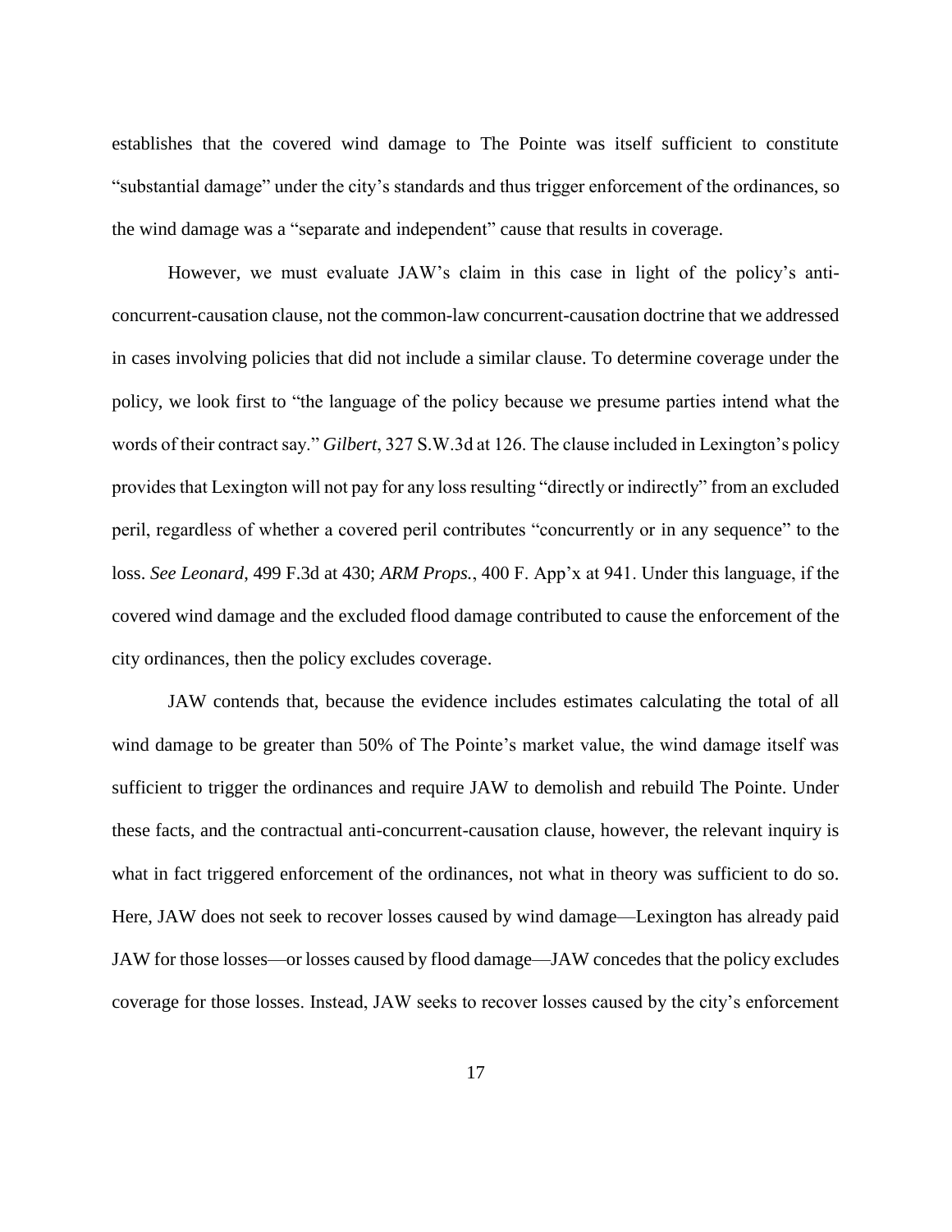establishes that the covered wind damage to The Pointe was itself sufficient to constitute "substantial damage" under the city's standards and thus trigger enforcement of the ordinances, so the wind damage was a "separate and independent" cause that results in coverage.

However, we must evaluate JAW's claim in this case in light of the policy's anti-concurrent-causation clause, not the common-law concurrent-causation doctrine that we addressed in cases involving policies that did not include a similar clause. To determine coverage under the policy, we look first to "the language of the policy because we presume parties intend what the words of their contract say." *Gilbert*, 327 S.W.3d at 126. The clause included in Lexington's policy provides that Lexington will not pay for any loss resulting "directly or indirectly" from an excluded peril, regardless of whether a covered peril contributes "concurrently or in any sequence" to the loss. *See Leonard*, 499 F.3d at 430; *ARM Props.*, 400 F. App'x at 941. Under this language, if the covered wind damage and the excluded flood damage contributed to cause the enforcement of the city ordinances, then the policy excludes coverage.

JAW contends that, because the evidence includes estimates calculating the total of all wind damage to be greater than 50% of The Pointe's market value, the wind damage itself was sufficient to trigger the ordinances and require JAW to demolish and rebuild The Pointe. Under these facts, and the contractual anti-concurrent-causation clause, however, the relevant inquiry is what in fact triggered enforcement of the ordinances, not what in theory was sufficient to do so. Here, JAW does not seek to recover losses caused by wind damage—Lexington has already paid JAW for those losses—or losses caused by flood damage—JAW concedes that the policy excludes coverage for those losses. Instead, JAW seeks to recover losses caused by the city's enforcement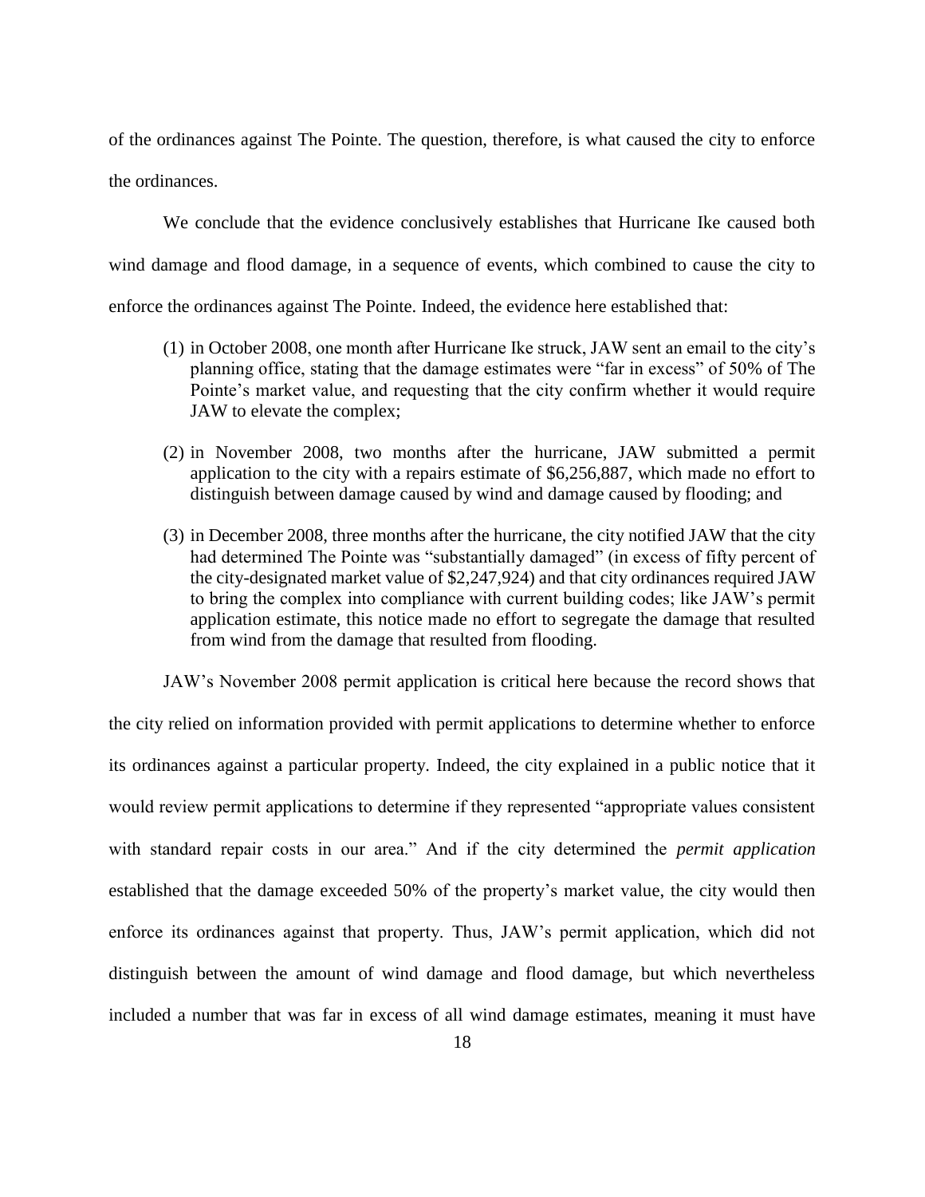of the ordinances against The Pointe. The question, therefore, is what caused the city to enforce the ordinances.

We conclude that the evidence conclusively establishes that Hurricane Ike caused both wind damage and flood damage, in a sequence of events, which combined to cause the city to enforce the ordinances against The Pointe. Indeed, the evidence here established that:

(1) in October 2008, one month after Hurricane Ike struck, JAW sent an email to the city's planning office, stating that the damage estimates were "far in excess" of 50% of The Pointe's market value, and requesting that the city confirm whether it would require JAW to elevate the complex;

(2) in November 2008, two months after the hurricane, JAW submitted a permit application to the city with a repairs estimate of $6,256,887, which made no effort to distinguish between damage caused by wind and damage caused by flooding; and

(3) in December 2008, three months after the hurricane, the city notified JAW that the city had determined The Pointe was "substantially damaged" (in excess of fifty percent of the city-designated market value of $2,247,924) and that city ordinances required JAW to bring the complex into compliance with current building codes; like JAW's permit application estimate, this notice made no effort to segregate the damage that resulted from wind from the damage that resulted from flooding.

JAW's November 2008 permit application is critical here because the record shows that the city relied on information provided with permit applications to determine whether to enforce its ordinances against a particular property. Indeed, the city explained in a public notice that it would review permit applications to determine if they represented "appropriate values consistent with standard repair costs in our area." And if the city determined the *permit application* established that the damage exceeded 50% of the property's market value, the city would then enforce its ordinances against that property. Thus, JAW's permit application, which did not distinguish between the amount of wind damage and flood damage, but which nevertheless included a number that was far in excess of all wind damage estimates, meaning it must have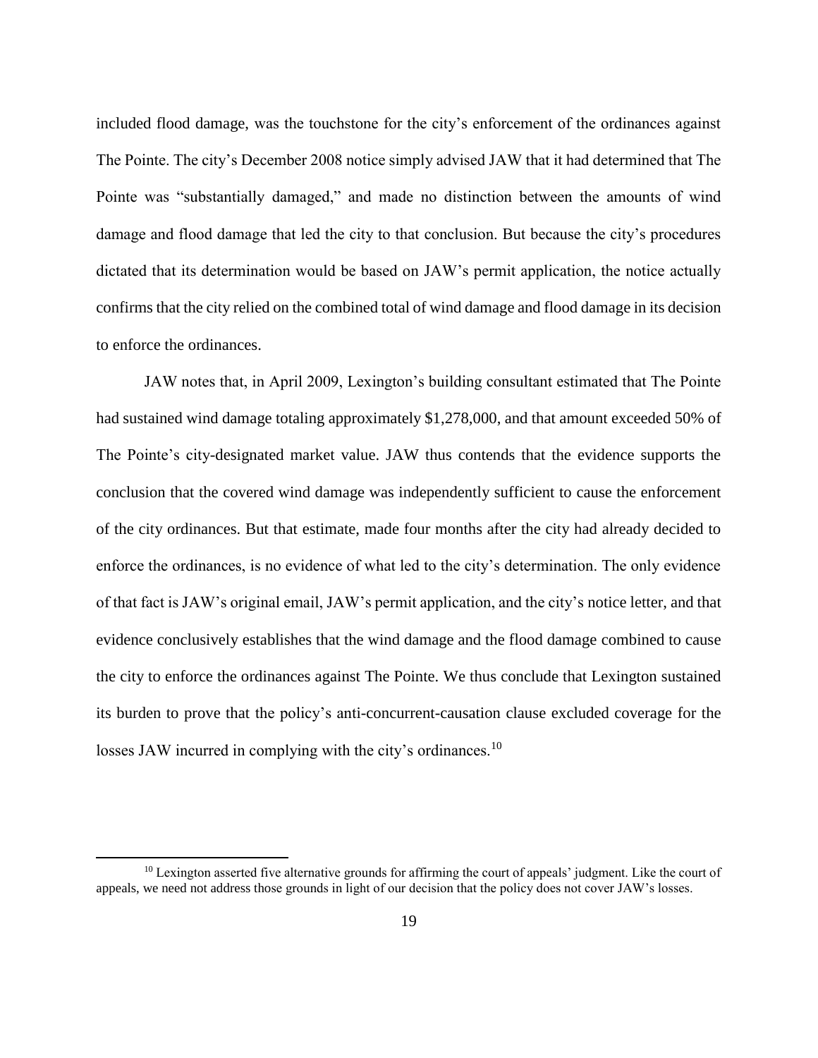included flood damage, was the touchstone for the city's enforcement of the ordinances against The Pointe. The city's December 2008 notice simply advised JAW that it had determined that The Pointe was "substantially damaged," and made no distinction between the amounts of wind damage and flood damage that led the city to that conclusion. But because the city's procedures dictated that its determination would be based on JAW's permit application, the notice actually confirms that the city relied on the combined total of wind damage and flood damage in its decision to enforce the ordinances.

JAW notes that, in April 2009, Lexington's building consultant estimated that The Pointe had sustained wind damage totaling approximately $1,278,000, and that amount exceeded 50% of The Pointe's city-designated market value. JAW thus contends that the evidence supports the conclusion that the covered wind damage was independently sufficient to cause the enforcement of the city ordinances. But that estimate, made four months after the city had already decided to enforce the ordinances, is no evidence of what led to the city's determination. The only evidence of that fact is JAW's original email, JAW's permit application, and the city's notice letter, and that evidence conclusively establishes that the wind damage and the flood damage combined to cause the city to enforce the ordinances against The Pointe. We thus conclude that Lexington sustained its burden to prove that the policy's anti-concurrent-causation clause excluded coverage for the losses JAW incurred in complying with the city's ordinances.[10]

---

[10] Lexington asserted five alternative grounds for affirming the court of appeals' judgment. Like the court of appeals, we need not address those grounds in light of our decision that the policy does not cover JAW's losses.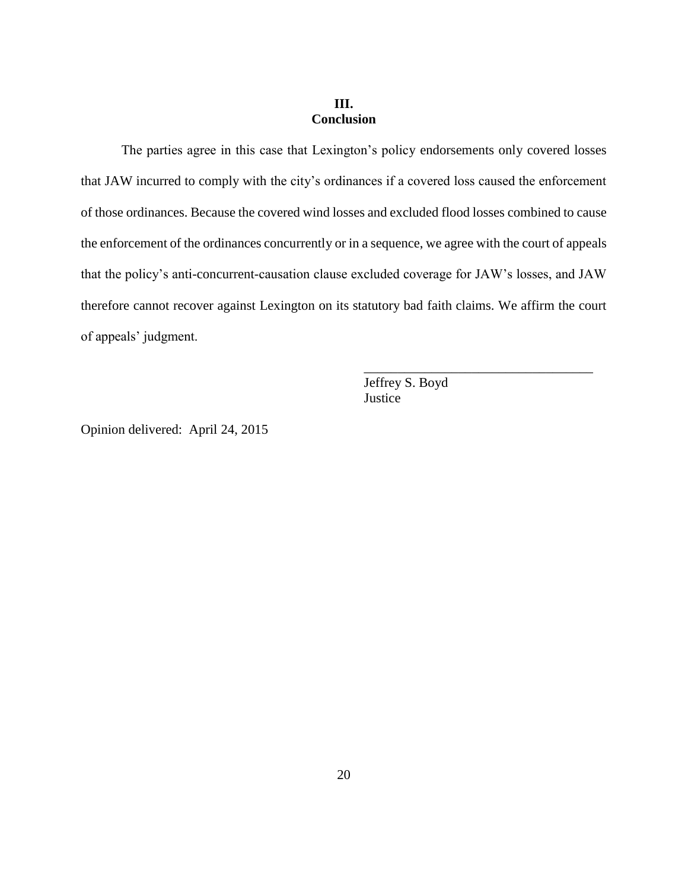## III.
## Conclusion

The parties agree in this case that Lexington's policy endorsements only covered losses that JAW incurred to comply with the city's ordinances if a covered loss caused the enforcement of those ordinances. Because the covered wind losses and excluded flood losses combined to cause the enforcement of the ordinances concurrently or in a sequence, we agree with the court of appeals that the policy's anti-concurrent-causation clause excluded coverage for JAW's losses, and JAW therefore cannot recover against Lexington on its statutory bad faith claims. We affirm the court of appeals' judgment.

\_\_\_\_\_\_\_\_\_\_\_\_\_\_\_\_\_\_\_\_\_\_\_\_\_\_\_\_\_\_\_\_\_\_\_\_
Jeffrey S. Boyd
Justice

Opinion delivered: April 24, 2015